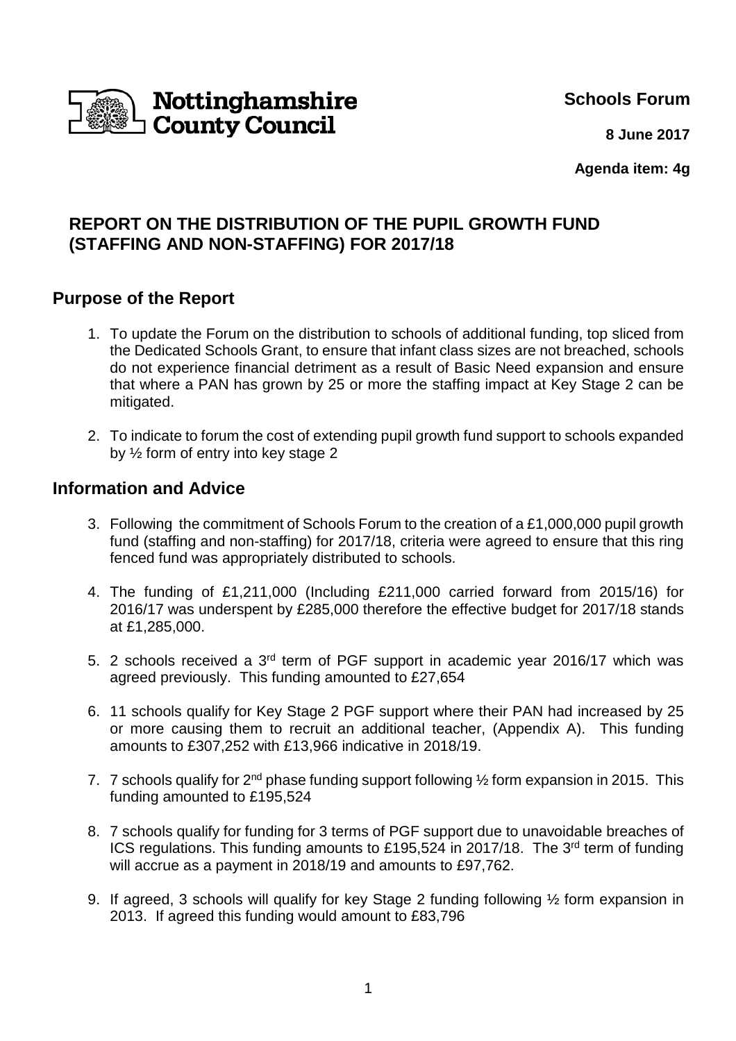Nottinghamshire County Council

**Schools Forum**

**8 June 2017**

**Agenda item: 4g**

# REPORT ON THE DISTRIBUTION OF THE PUPIL GROWTH FUND (STAFFING AND NON-STAFFING) FOR 2017/18

## Purpose of the Report

1. To update the Forum on the distribution to schools of additional funding, top sliced from the Dedicated Schools Grant, to ensure that infant class sizes are not breached, schools do not experience financial detriment as a result of Basic Need expansion and ensure that where a PAN has grown by 25 or more the staffing impact at Key Stage 2 can be mitigated.

2. To indicate to forum the cost of extending pupil growth fund support to schools expanded by ½ form of entry into key stage 2

## Information and Advice

3. Following the commitment of Schools Forum to the creation of a £1,000,000 pupil growth fund (staffing and non-staffing) for 2017/18, criteria were agreed to ensure that this ring fenced fund was appropriately distributed to schools.

4. The funding of £1,211,000 (Including £211,000 carried forward from 2015/16) for 2016/17 was underspent by £285,000 therefore the effective budget for 2017/18 stands at £1,285,000.

5. 2 schools received a 3rd term of PGF support in academic year 2016/17 which was agreed previously. This funding amounted to £27,654

6. 11 schools qualify for Key Stage 2 PGF support where their PAN had increased by 25 or more causing them to recruit an additional teacher, (Appendix A). This funding amounts to £307,252 with £13,966 indicative in 2018/19.

7. 7 schools qualify for 2nd phase funding support following ½ form expansion in 2015. This funding amounted to £195,524

8. 7 schools qualify for funding for 3 terms of PGF support due to unavoidable breaches of ICS regulations. This funding amounts to £195,524 in 2017/18. The 3rd term of funding will accrue as a payment in 2018/19 and amounts to £97,762.

9. If agreed, 3 schools will qualify for key Stage 2 funding following ½ form expansion in 2013. If agreed this funding would amount to £83,796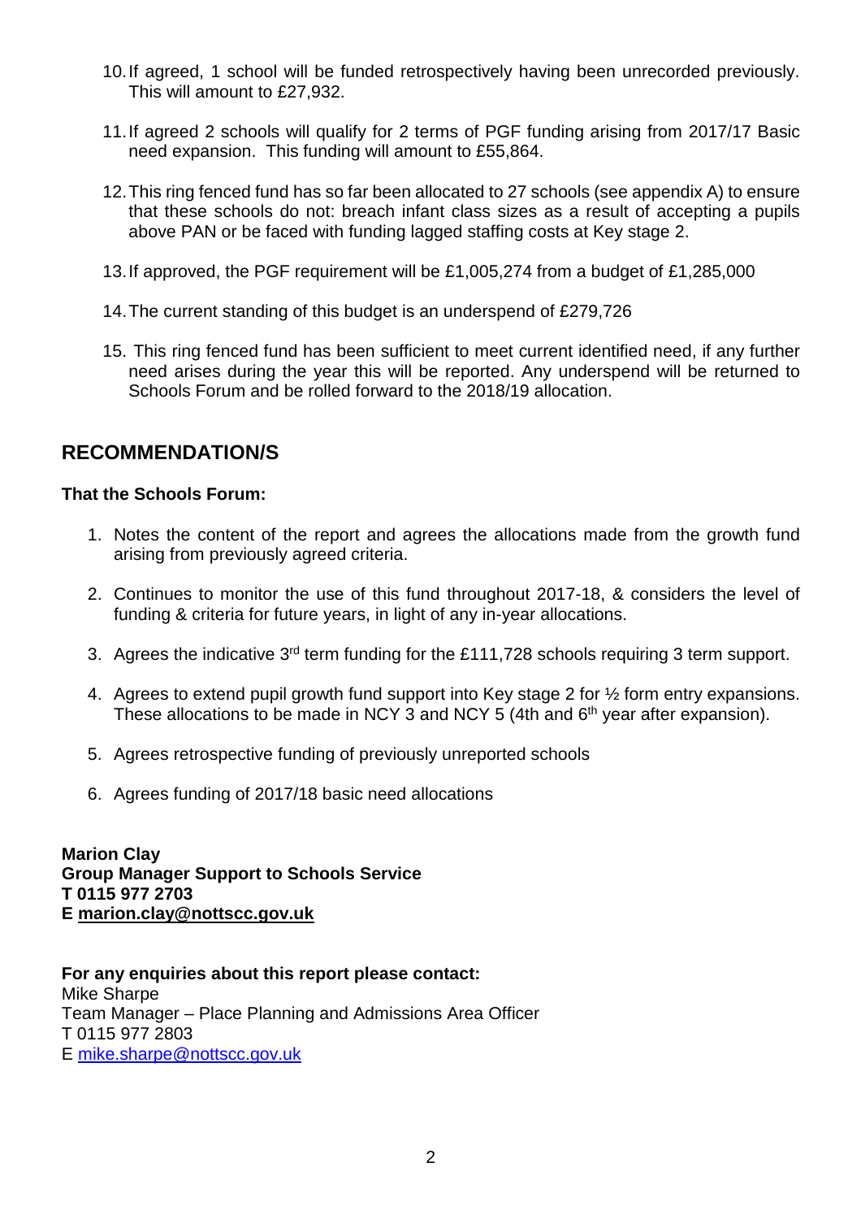10. If agreed, 1 school will be funded retrospectively having been unrecorded previously. This will amount to £27,932.

11. If agreed 2 schools will qualify for 2 terms of PGF funding arising from 2017/17 Basic need expansion. This funding will amount to £55,864.

12. This ring fenced fund has so far been allocated to 27 schools (see appendix A) to ensure that these schools do not: breach infant class sizes as a result of accepting a pupils above PAN or be faced with funding lagged staffing costs at Key stage 2.

13. If approved, the PGF requirement will be £1,005,274 from a budget of £1,285,000

14. The current standing of this budget is an underspend of £279,726

15. This ring fenced fund has been sufficient to meet current identified need, if any further need arises during the year this will be reported. Any underspend will be returned to Schools Forum and be rolled forward to the 2018/19 allocation.

## RECOMMENDATION/S

**That the Schools Forum:**

1. Notes the content of the report and agrees the allocations made from the growth fund arising from previously agreed criteria.

2. Continues to monitor the use of this fund throughout 2017-18, & considers the level of funding & criteria for future years, in light of any in-year allocations.

3. Agrees the indicative 3rd term funding for the £111,728 schools requiring 3 term support.

4. Agrees to extend pupil growth fund support into Key stage 2 for ½ form entry expansions. These allocations to be made in NCY 3 and NCY 5 (4th and 6th year after expansion).

5. Agrees retrospective funding of previously unreported schools

6. Agrees funding of 2017/18 basic need allocations

**Marion Clay**
**Group Manager Support to Schools Service**
**T 0115 977 2703**
**E marion.clay@nottscc.gov.uk**

**For any enquiries about this report please contact:**
Mike Sharpe
Team Manager – Place Planning and Admissions Area Officer
T 0115 977 2803
E mike.sharpe@nottscc.gov.uk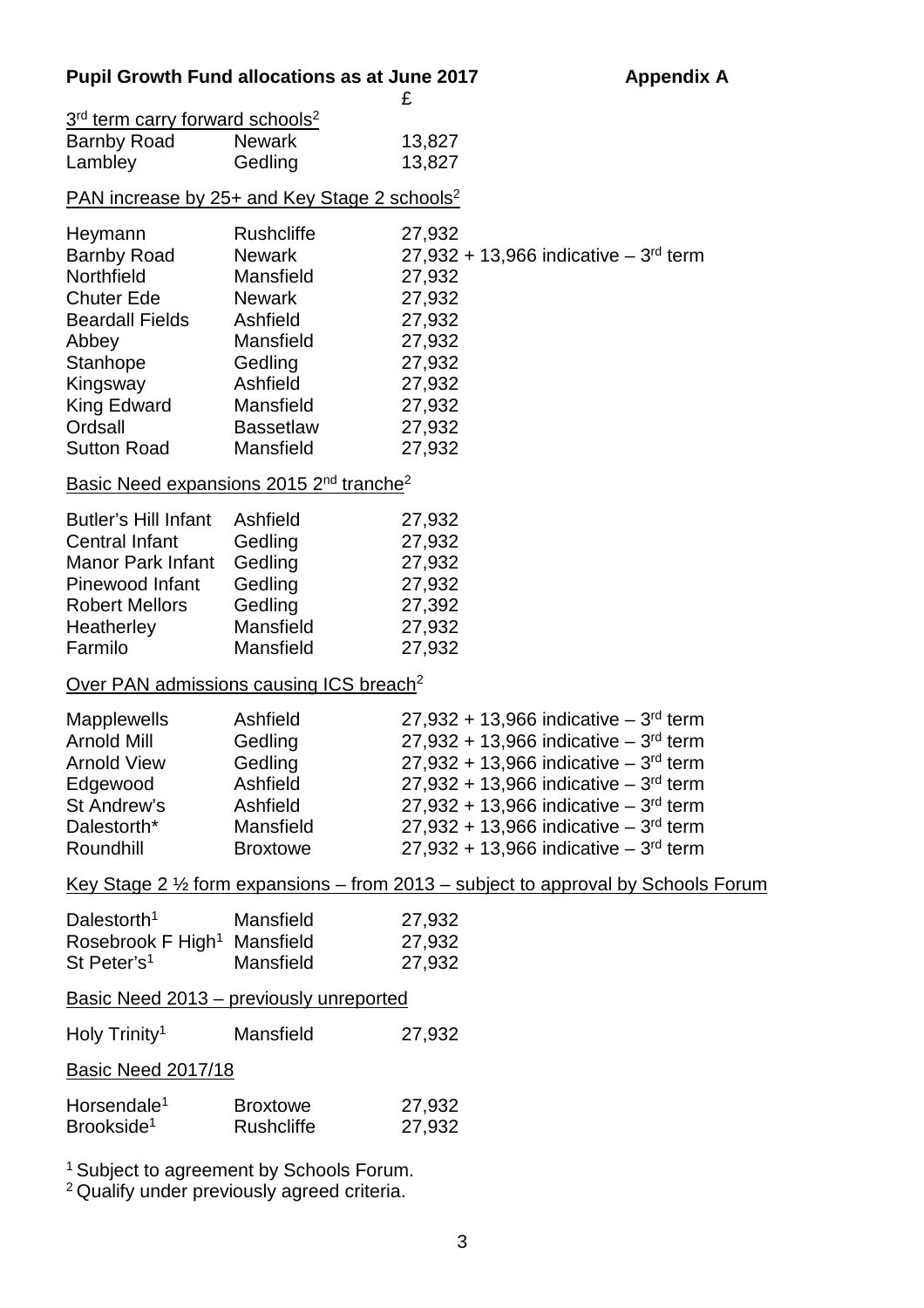**Pupil Growth Fund allocations as at June 2017** **Appendix A**

| | | £ |
|---|---|---|
| 3rd term carry forward schools[2] | | |
| Barnby Road | Newark | 13,827 |
| Lambley | Gedling | 13,827 |
| PAN increase by 25+ and Key Stage 2 schools[2] | | |
| Heymann | Rushcliffe | 27,932 |
| Barnby Road | Newark | 27,932 + 13,966 indicative – 3rd term |
| Northfield | Mansfield | 27,932 |
| Chuter Ede | Newark | 27,932 |
| Beardall Fields | Ashfield | 27,932 |
| Abbey | Mansfield | 27,932 |
| Stanhope | Gedling | 27,932 |
| Kingsway | Ashfield | 27,932 |
| King Edward | Mansfield | 27,932 |
| Ordsall | Bassetlaw | 27,932 |
| Sutton Road | Mansfield | 27,932 |
| Basic Need expansions 2015 2nd tranche[2] | | |
| Butler's Hill Infant | Ashfield | 27,932 |
| Central Infant | Gedling | 27,932 |
| Manor Park Infant | Gedling | 27,932 |
| Pinewood Infant | Gedling | 27,932 |
| Robert Mellors | Gedling | 27,392 |
| Heatherley | Mansfield | 27,932 |
| Farmilo | Mansfield | 27,932 |
| Over PAN admissions causing ICS breach[2] | | |
| Mapplewells | Ashfield | 27,932 + 13,966 indicative – 3rd term |
| Arnold Mill | Gedling | 27,932 + 13,966 indicative – 3rd term |
| Arnold View | Gedling | 27,932 + 13,966 indicative – 3rd term |
| Edgewood | Ashfield | 27,932 + 13,966 indicative – 3rd term |
| St Andrew's | Ashfield | 27,932 + 13,966 indicative – 3rd term |
| Dalestorth* | Mansfield | 27,932 + 13,966 indicative – 3rd term |
| Roundhill | Broxtowe | 27,932 + 13,966 indicative – 3rd term |
| Key Stage 2 ½ form expansions – from 2013 – subject to approval by Schools Forum | | |
| Dalestorth[1] | Mansfield | 27,932 |
| Rosebrook F High[1] | Mansfield | 27,932 |
| St Peter's[1] | Mansfield | 27,932 |
| Basic Need 2013 – previously unreported | | |
| Holy Trinity[1] | Mansfield | 27,932 |
| Basic Need 2017/18 | | |
| Horsendale[1] | Broxtowe | 27,932 |
| Brookside[1] | Rushcliffe | 27,932 |

[1] Subject to agreement by Schools Forum.
[2] Qualify under previously agreed criteria.